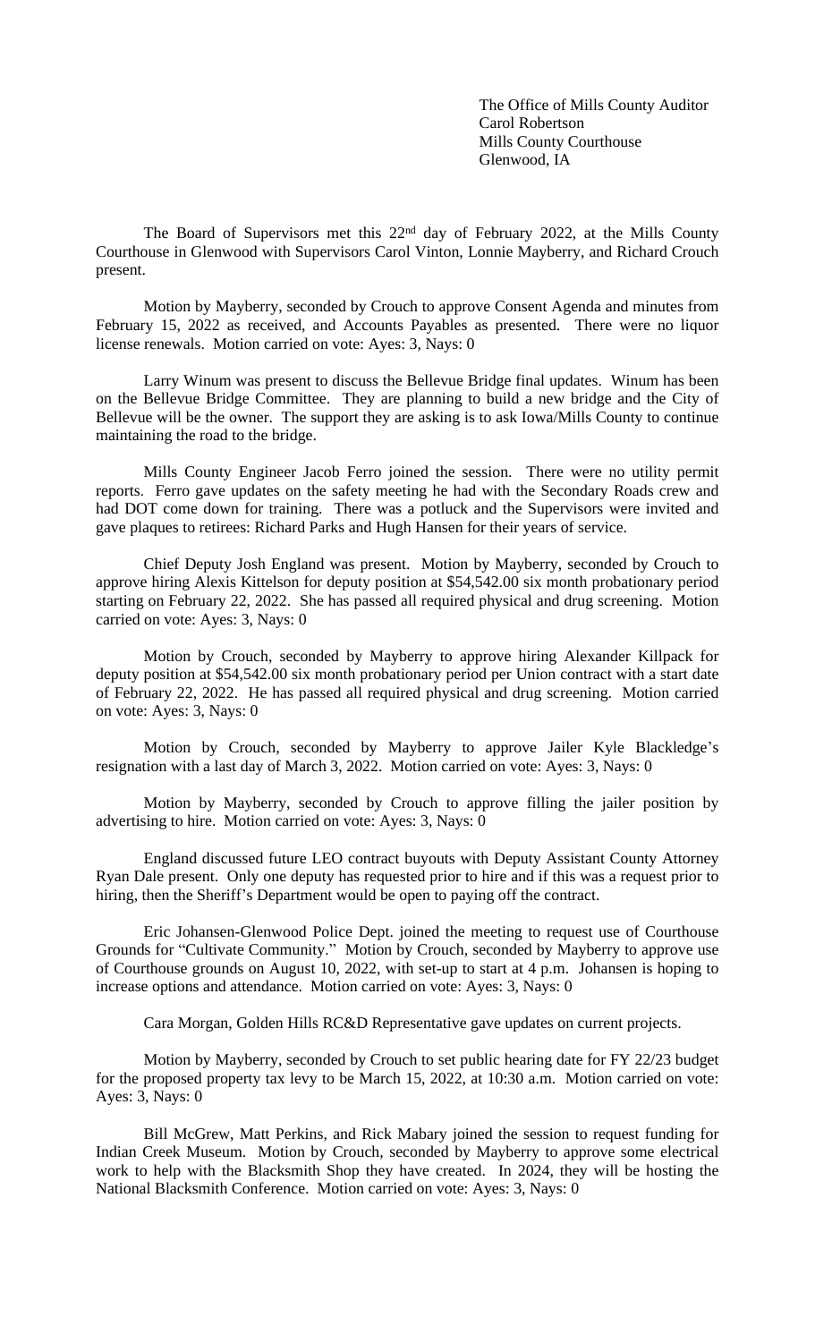The Office of Mills County Auditor
Carol Robertson
Mills County Courthouse
Glenwood, IA

The Board of Supervisors met this 22nd day of February 2022, at the Mills County Courthouse in Glenwood with Supervisors Carol Vinton, Lonnie Mayberry, and Richard Crouch present.

Motion by Mayberry, seconded by Crouch to approve Consent Agenda and minutes from February 15, 2022 as received, and Accounts Payables as presented. There were no liquor license renewals. Motion carried on vote: Ayes: 3, Nays: 0

Larry Winum was present to discuss the Bellevue Bridge final updates. Winum has been on the Bellevue Bridge Committee. They are planning to build a new bridge and the City of Bellevue will be the owner. The support they are asking is to ask Iowa/Mills County to continue maintaining the road to the bridge.

Mills County Engineer Jacob Ferro joined the session. There were no utility permit reports. Ferro gave updates on the safety meeting he had with the Secondary Roads crew and had DOT come down for training. There was a potluck and the Supervisors were invited and gave plaques to retirees: Richard Parks and Hugh Hansen for their years of service.

Chief Deputy Josh England was present. Motion by Mayberry, seconded by Crouch to approve hiring Alexis Kittelson for deputy position at $54,542.00 six month probationary period starting on February 22, 2022. She has passed all required physical and drug screening. Motion carried on vote: Ayes: 3, Nays: 0

Motion by Crouch, seconded by Mayberry to approve hiring Alexander Killpack for deputy position at $54,542.00 six month probationary period per Union contract with a start date of February 22, 2022. He has passed all required physical and drug screening. Motion carried on vote: Ayes: 3, Nays: 0

Motion by Crouch, seconded by Mayberry to approve Jailer Kyle Blackledge's resignation with a last day of March 3, 2022. Motion carried on vote: Ayes: 3, Nays: 0

Motion by Mayberry, seconded by Crouch to approve filling the jailer position by advertising to hire. Motion carried on vote: Ayes: 3, Nays: 0

England discussed future LEO contract buyouts with Deputy Assistant County Attorney Ryan Dale present. Only one deputy has requested prior to hire and if this was a request prior to hiring, then the Sheriff's Department would be open to paying off the contract.

Eric Johansen-Glenwood Police Dept. joined the meeting to request use of Courthouse Grounds for "Cultivate Community." Motion by Crouch, seconded by Mayberry to approve use of Courthouse grounds on August 10, 2022, with set-up to start at 4 p.m. Johansen is hoping to increase options and attendance. Motion carried on vote: Ayes: 3, Nays: 0

Cara Morgan, Golden Hills RC&D Representative gave updates on current projects.

Motion by Mayberry, seconded by Crouch to set public hearing date for FY 22/23 budget for the proposed property tax levy to be March 15, 2022, at 10:30 a.m. Motion carried on vote: Ayes: 3, Nays: 0

Bill McGrew, Matt Perkins, and Rick Mabary joined the session to request funding for Indian Creek Museum. Motion by Crouch, seconded by Mayberry to approve some electrical work to help with the Blacksmith Shop they have created. In 2024, they will be hosting the National Blacksmith Conference. Motion carried on vote: Ayes: 3, Nays: 0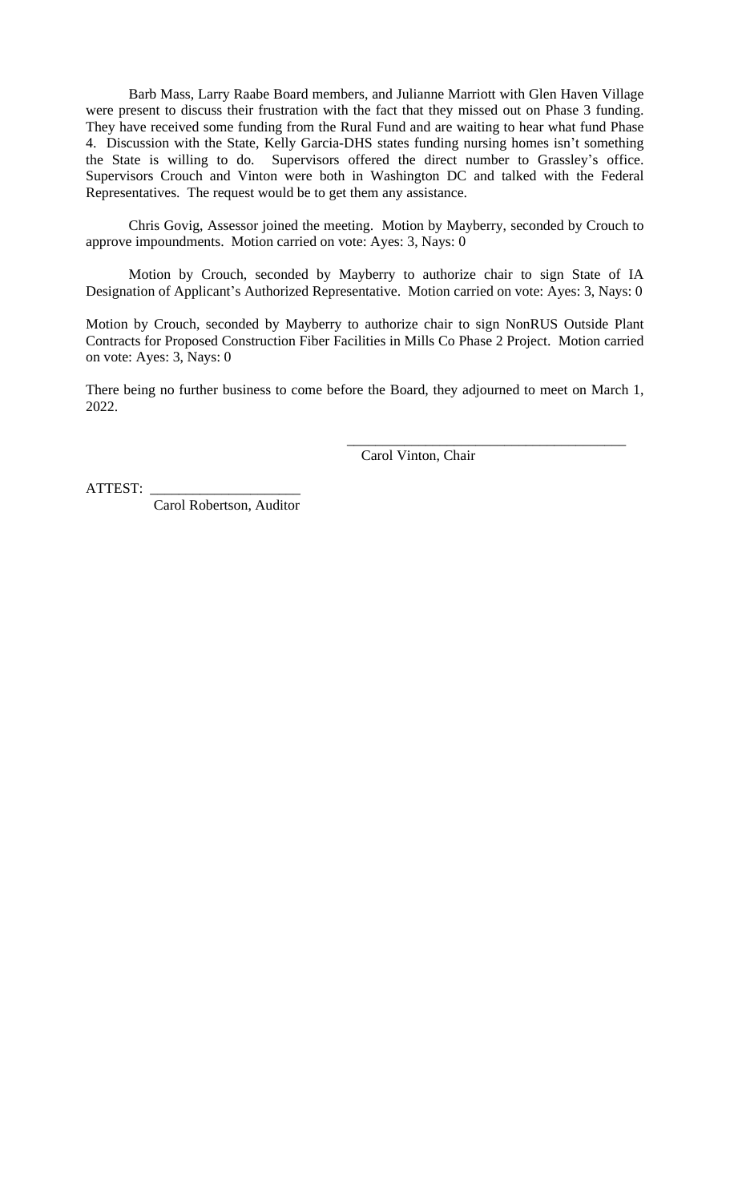Barb Mass, Larry Raabe Board members, and Julianne Marriott with Glen Haven Village were present to discuss their frustration with the fact that they missed out on Phase 3 funding. They have received some funding from the Rural Fund and are waiting to hear what fund Phase 4. Discussion with the State, Kelly Garcia-DHS states funding nursing homes isn't something the State is willing to do. Supervisors offered the direct number to Grassley's office. Supervisors Crouch and Vinton were both in Washington DC and talked with the Federal Representatives. The request would be to get them any assistance.

Chris Govig, Assessor joined the meeting. Motion by Mayberry, seconded by Crouch to approve impoundments. Motion carried on vote: Ayes: 3, Nays: 0

Motion by Crouch, seconded by Mayberry to authorize chair to sign State of IA Designation of Applicant's Authorized Representative. Motion carried on vote: Ayes: 3, Nays: 0

Motion by Crouch, seconded by Mayberry to authorize chair to sign NonRUS Outside Plant Contracts for Proposed Construction Fiber Facilities in Mills Co Phase 2 Project. Motion carried on vote: Ayes: 3, Nays: 0

There being no further business to come before the Board, they adjourned to meet on March 1, 2022.

_______________________________________
Carol Vinton, Chair

ATTEST: ____________________
Carol Robertson, Auditor